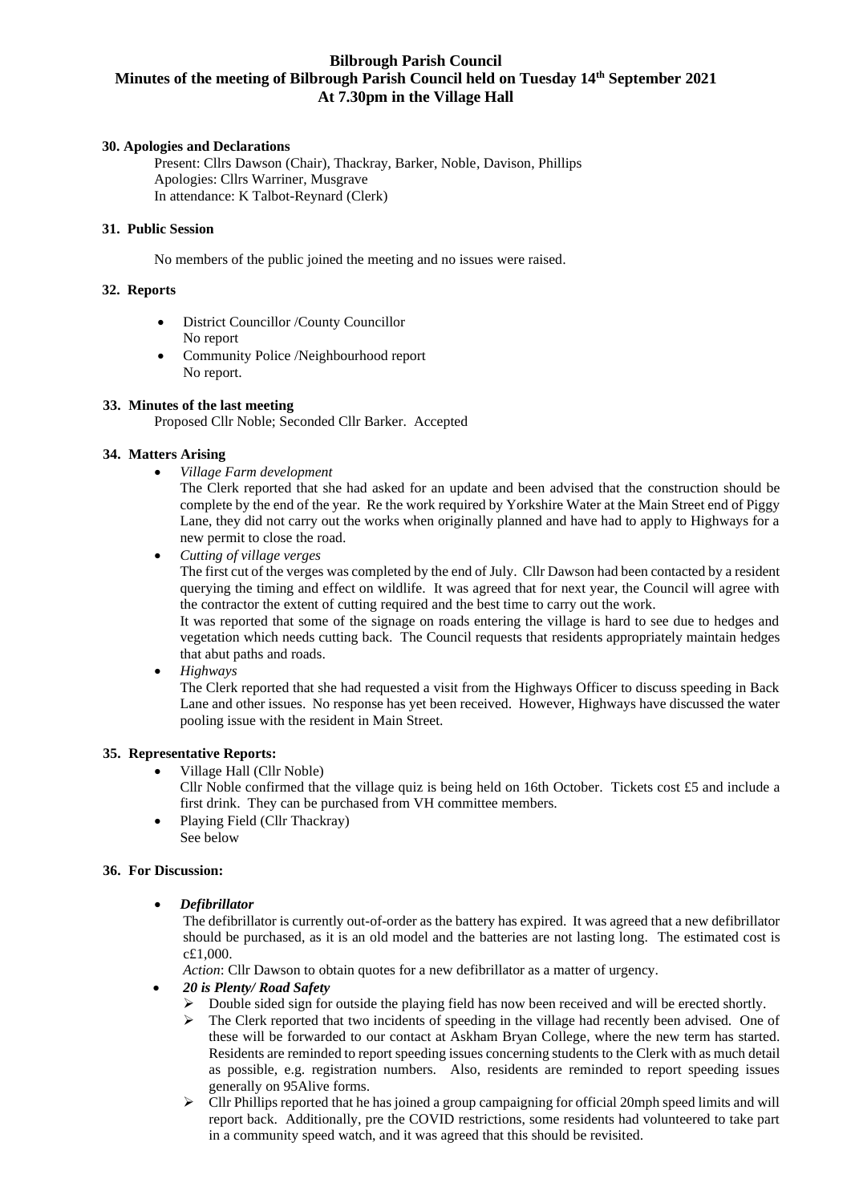# Bilbrough Parish Council

## Minutes of the meeting of Bilbrough Parish Council held on Tuesday 14th September 2021 At 7.30pm in the Village Hall

### 30. Apologies and Declarations

Present: Cllrs Dawson (Chair), Thackray, Barker, Noble, Davison, Phillips
Apologies: Cllrs Warriner, Musgrave
In attendance: K Talbot-Reynard (Clerk)

### 31. Public Session

No members of the public joined the meeting and no issues were raised.

### 32. Reports

- District Councillor /County Councillor
  No report
- Community Police /Neighbourhood report
  No report.

### 33. Minutes of the last meeting

Proposed Cllr Noble; Seconded Cllr Barker. Accepted

### 34. Matters Arising

- *Village Farm development*
  The Clerk reported that she had asked for an update and been advised that the construction should be complete by the end of the year. Re the work required by Yorkshire Water at the Main Street end of Piggy Lane, they did not carry out the works when originally planned and have had to apply to Highways for a new permit to close the road.
- *Cutting of village verges*
  The first cut of the verges was completed by the end of July. Cllr Dawson had been contacted by a resident querying the timing and effect on wildlife. It was agreed that for next year, the Council will agree with the contractor the extent of cutting required and the best time to carry out the work.
  It was reported that some of the signage on roads entering the village is hard to see due to hedges and vegetation which needs cutting back. The Council requests that residents appropriately maintain hedges that abut paths and roads.
- *Highways*
  The Clerk reported that she had requested a visit from the Highways Officer to discuss speeding in Back Lane and other issues. No response has yet been received. However, Highways have discussed the water pooling issue with the resident in Main Street.

### 35. Representative Reports:

- Village Hall (Cllr Noble)
  Cllr Noble confirmed that the village quiz is being held on 16th October. Tickets cost £5 and include a first drink. They can be purchased from VH committee members.
- Playing Field (Cllr Thackray)
  See below

### 36. For Discussion:

- ***Defibrillator***
  The defibrillator is currently out-of-order as the battery has expired. It was agreed that a new defibrillator should be purchased, as it is an old model and the batteries are not lasting long. The estimated cost is c£1,000.
  *Action*: Cllr Dawson to obtain quotes for a new defibrillator as a matter of urgency.
- ***20 is Plenty/ Road Safety***
  - Double sided sign for outside the playing field has now been received and will be erected shortly.
  - The Clerk reported that two incidents of speeding in the village had recently been advised. One of these will be forwarded to our contact at Askham Bryan College, where the new term has started. Residents are reminded to report speeding issues concerning students to the Clerk with as much detail as possible, e.g. registration numbers. Also, residents are reminded to report speeding issues generally on 95Alive forms.
  - Cllr Phillips reported that he has joined a group campaigning for official 20mph speed limits and will report back. Additionally, pre the COVID restrictions, some residents had volunteered to take part in a community speed watch, and it was agreed that this should be revisited.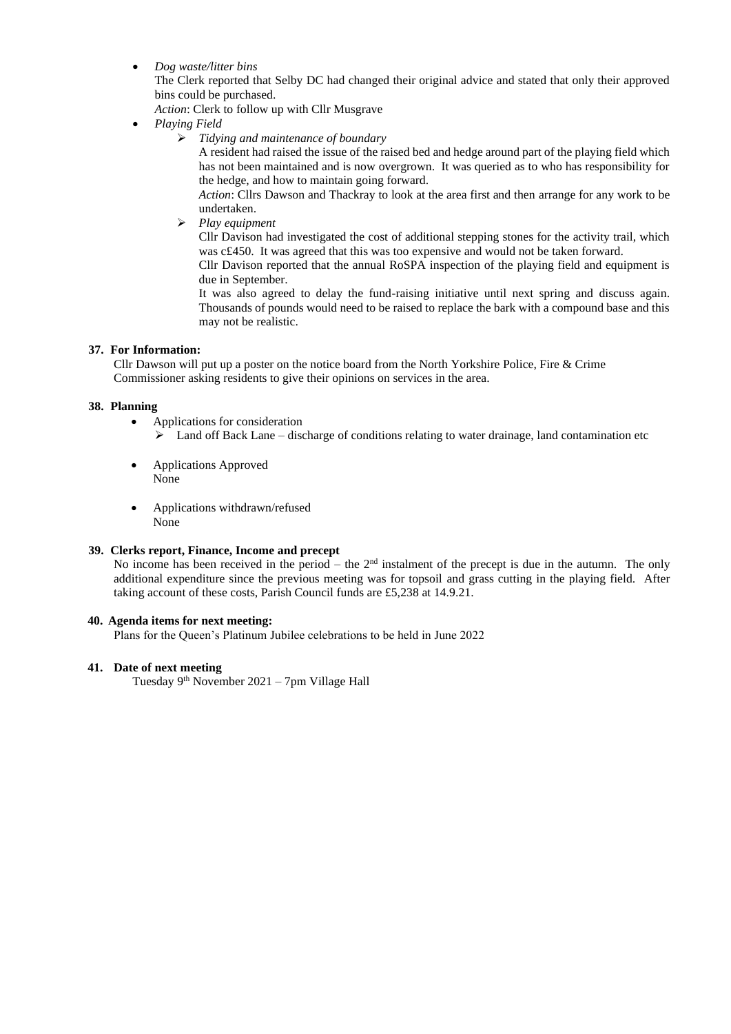- *Dog waste/litter bins*

  The Clerk reported that Selby DC had changed their original advice and stated that only their approved bins could be purchased.

  *Action*: Clerk to follow up with Cllr Musgrave

- *Playing Field*
  - *Tidying and maintenance of boundary*

    A resident had raised the issue of the raised bed and hedge around part of the playing field which has not been maintained and is now overgrown. It was queried as to who has responsibility for the hedge, and how to maintain going forward.

    *Action*: Cllrs Dawson and Thackray to look at the area first and then arrange for any work to be undertaken.

  - *Play equipment*

    Cllr Davison had investigated the cost of additional stepping stones for the activity trail, which was c£450. It was agreed that this was too expensive and would not be taken forward.

    Cllr Davison reported that the annual RoSPA inspection of the playing field and equipment is due in September.

    It was also agreed to delay the fund-raising initiative until next spring and discuss again. Thousands of pounds would need to be raised to replace the bark with a compound base and this may not be realistic.

**37. For Information:**

Cllr Dawson will put up a poster on the notice board from the North Yorkshire Police, Fire & Crime Commissioner asking residents to give their opinions on services in the area.

**38. Planning**

- Applications for consideration
  - Land off Back Lane – discharge of conditions relating to water drainage, land contamination etc

- Applications Approved

  None

- Applications withdrawn/refused

  None

**39. Clerks report, Finance, Income and precept**

No income has been received in the period – the 2nd instalment of the precept is due in the autumn. The only additional expenditure since the previous meeting was for topsoil and grass cutting in the playing field. After taking account of these costs, Parish Council funds are £5,238 at 14.9.21.

**40. Agenda items for next meeting:**

Plans for the Queen's Platinum Jubilee celebrations to be held in June 2022

**41. Date of next meeting**

Tuesday 9th November 2021 – 7pm Village Hall